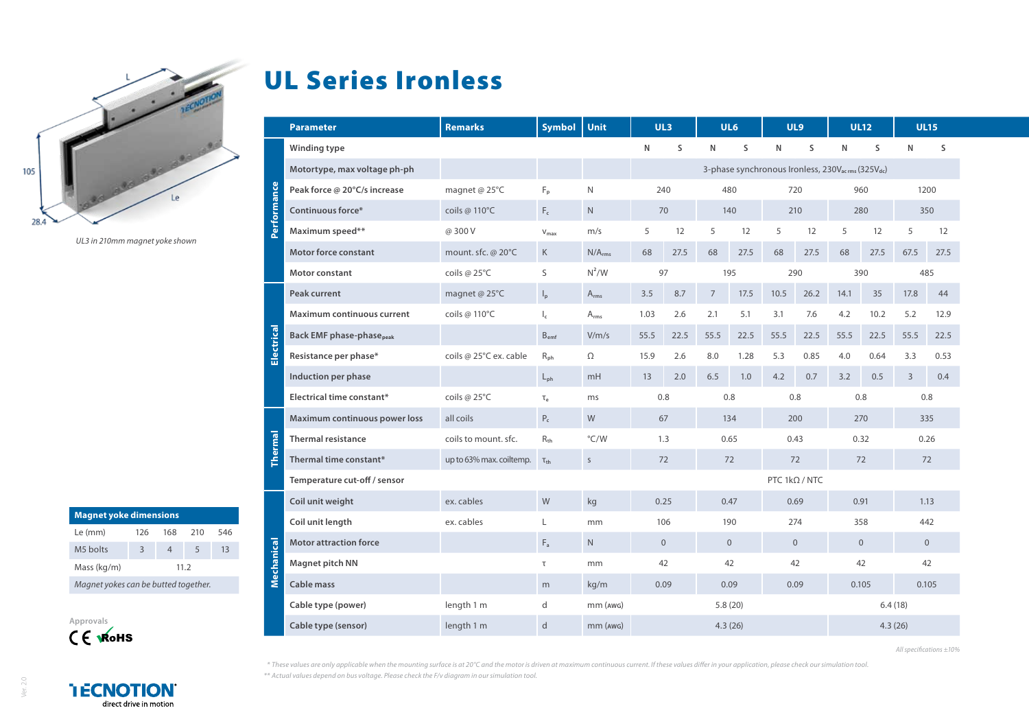# UL Series Ironless

L

105

Le

28.4

*UL3 in 210mm magnet yoke shown*

| | Parameter | Remarks | Symbol | Unit | UL3 | | UL6 | | UL9 | | UL12 | | UL15 | |
|---|---|---|---|---|---|---|---|---|---|---|---|---|---|---|
| **Performance** | Winding type | | | | N | S | N | S | N | S | N | S | N | S |
| | Motortype, max voltage ph-ph | | | | 3-phase synchronous Ironless, 230$V_{ac\,rms}$ (325$V_{dc}$) | | | | | | | | | |
| | Peak force @ 20°C/s increase | magnet @ 25°C | $F_p$ | N | 240 | | 480 | | 720 | | 960 | | 1200 | |
| | Continuous force* | coils @ 110°C | $F_c$ | N | 70 | | 140 | | 210 | | 280 | | 350 | |
| | Maximum speed** | @ 300 V | $v_{max}$ | m/s | 5 | 12 | 5 | 12 | 5 | 12 | 5 | 12 | 5 | 12 |
| | Motor force constant | mount. sfc. @ 20°C | K | $N/A_{rms}$ | 68 | 27.5 | 68 | 27.5 | 68 | 27.5 | 68 | 27.5 | 67.5 | 27.5 |
| | Motor constant | coils @ 25°C | S | $N^2/W$ | 97 | | 195 | | 290 | | 390 | | 485 | |
| **Electrical** | Peak current | magnet @ 25°C | $I_p$ | $A_{rms}$ | 3.5 | 8.7 | 7 | 17.5 | 10.5 | 26.2 | 14.1 | 35 | 17.8 | 44 |
| | Maximum continuous current | coils @ 110°C | $I_c$ | $A_{rms}$ | 1.03 | 2.6 | 2.1 | 5.1 | 3.1 | 7.6 | 4.2 | 10.2 | 5.2 | 12.9 |
| | Back EMF phase-phase$_{peak}$ | | $B_{emf}$ | V/m/s | 55.5 | 22.5 | 55.5 | 22.5 | 55.5 | 22.5 | 55.5 | 22.5 | 55.5 | 22.5 |
| | Resistance per phase* | coils @ 25°C ex. cable | $R_{ph}$ | Ω | 15.9 | 2.6 | 8.0 | 1.28 | 5.3 | 0.85 | 4.0 | 0.64 | 3.3 | 0.53 |
| | Induction per phase | | $L_{ph}$ | mH | 13 | 2.0 | 6.5 | 1.0 | 4.2 | 0.7 | 3.2 | 0.5 | 3 | 0.4 |
| | Electrical time constant* | coils @ 25°C | $\tau_e$ | ms | 0.8 | | 0.8 | | 0.8 | | 0.8 | | 0.8 | |
| **Thermal** | Maximum continuous power loss | all coils | $P_c$ | W | 67 | | 134 | | 200 | | 270 | | 335 | |
| | Thermal resistance | coils to mount. sfc. | $R_{th}$ | °C/W | 1.3 | | 0.65 | | 0.43 | | 0.32 | | 0.26 | |
| | Thermal time constant* | up to 63% max. coiltemp. | $\tau_{th}$ | s | 72 | | 72 | | 72 | | 72 | | 72 | |
| | Temperature cut-off / sensor | | | | PTC 1kΩ / NTC | | | | | | | | | |
| **Mechanical** | Coil unit weight | ex. cables | W | kg | 0.25 | | 0.47 | | 0.69 | | 0.91 | | 1.13 | |
| | Coil unit length | ex. cables | L | mm | 106 | | 190 | | 274 | | 358 | | 442 | |
| | Motor attraction force | | $F_a$ | N | 0 | | 0 | | 0 | | 0 | | 0 | |
| | Magnet pitch NN | | τ | mm | 42 | | 42 | | 42 | | 42 | | 42 | |
| | Cable mass | | m | kg/m | 0.09 | | 0.09 | | 0.09 | | 0.105 | | 0.105 | |
| | Cable type (power) | length 1 m | d | mm (AWG) | 5.8 (20) | | | | | | 6.4 (18) | | | |
| | Cable type (sensor) | length 1 m | d | mm (AWG) | 4.3 (26) | | | | | | 4.3 (26) | | | |

*All specifications ±10%*

| Magnet yoke dimensions | | | | |
|---|---|---|---|---|
| Le (mm) | 126 | 168 | 210 | 546 |
| M5 bolts | 3 | 4 | 5 | 13 |
| Mass (kg/m) | 11.2 | | | |
| *Magnet yokes can be butted together.* | | | | |

Approvals

CE RoHS

*\* These values are only applicable when the mounting surface is at 20°C and the motor is driven at maximum continuous current. If these values differ in your application, please check our simulation tool.*

*\*\* Actual values depend on bus voltage. Please check the F/v diagram in our simulation tool.*

TECNOTION direct drive in motion

Ver. 2.0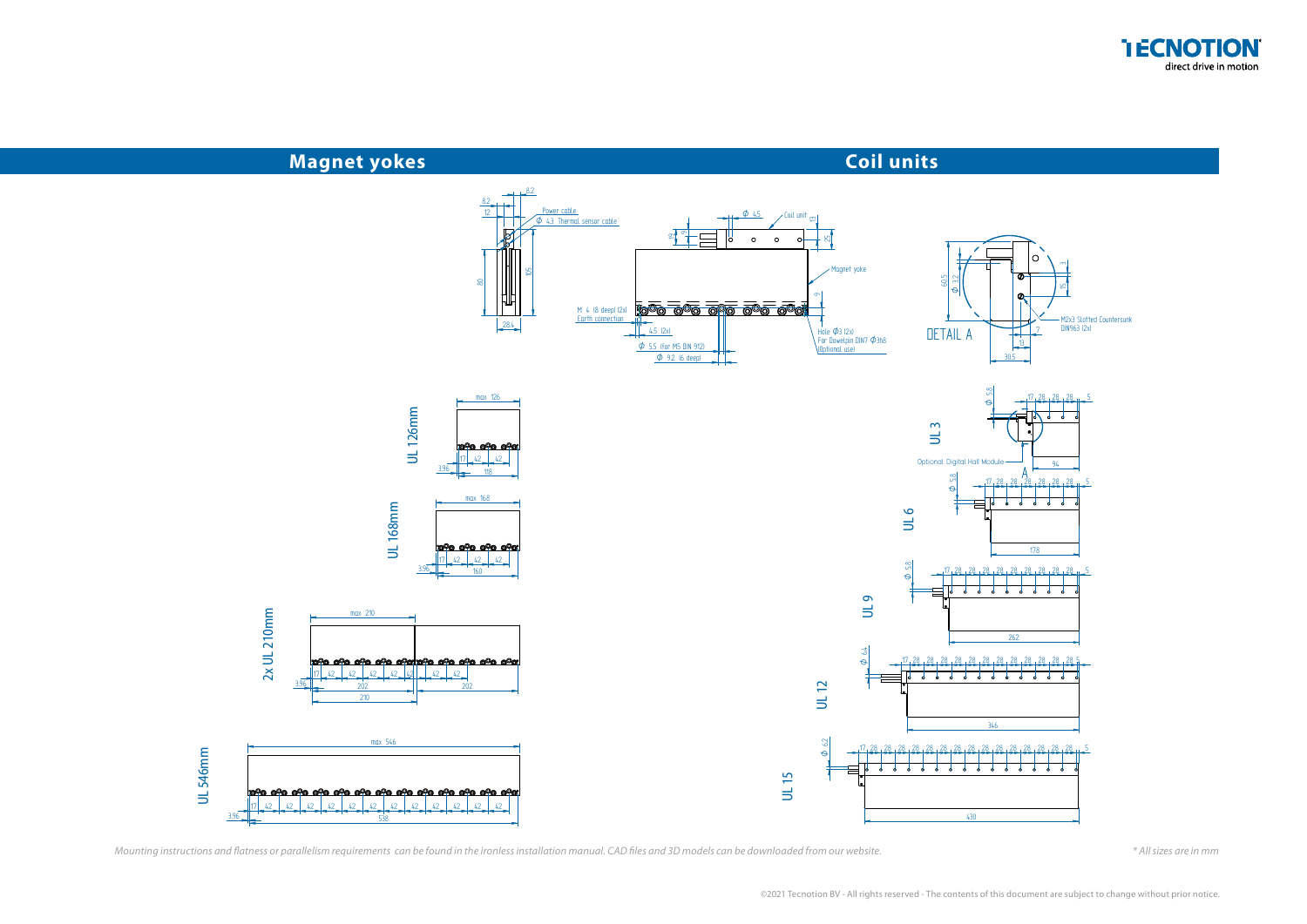## Magnet yokes

## Coil units

8.2
12
8.2
Power cable
$\phi$ 4.3 Thermal sensor cable
80
105
28.4

$\phi$ 4.5
Coil unit
10
13
25
Magnet yoke
9
M 4 (8 deep) (2x)
Earth connection
4.5 (2x)
$\phi$ 5.5 (For M5 DIN 912)
$\phi$ 9.2 (6 deep)
Hole $\phi$3 (2x)
For Dowelpin DIN7 $\phi$3h8
(Optional use)

DETAIL A
60.5
$\phi$ 32
3
15
M2x3 Slotted Countersunk DIN963 (2x)
7
13
30.5

UL 126mm
max 126
17 42 42
3.96
118

UL 168mm
max 168
17 42 42 42
3.96
160

2x UL 210mm
max 210
17 42 42 42 42 42 42 42
3.96
202
202
210

UL 546mm
max 546
17 42 42 42 42 42 42 42 42 42 42 42 42 42
3.96
538

UL 3
$\phi$ 5.8
17 28 28 28 5
Optional: Digital Hall Module
A
94

UL 6
$\phi$ 5.8
17 28 28 28 28 28 28 5
178

UL 9
$\phi$ 5.8
17 28 28 28 28 28 28 28 28 28 5
262

UL 12
$\phi$ 6.4
17 28 28 28 28 28 28 28 28 28 28 28 28 5
346

UL 15
$\phi$ 6.2
17 28 28 28 28 28 28 28 28 28 28 28 28 28 28 28 5
430

*Mounting instructions and flatness or parallelism requirements can be found in the ironless installation manual. CAD files and 3D models can be downloaded from our website.*

** All sizes are in mm*

©2021 Tecnotion BV - All rights reserved - The contents of this document are subject to change without prior notice.